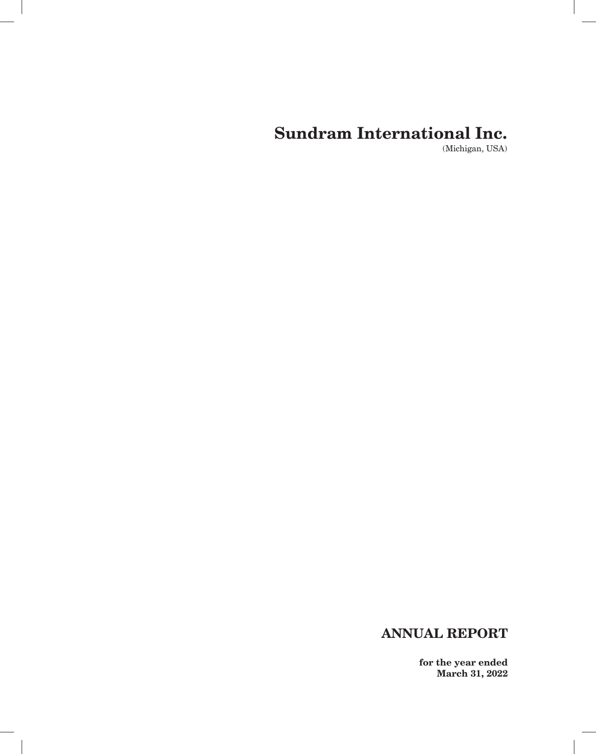# Sundram International Inc.

(Michigan, USA)

## ANNUAL REPORT

**for the year ended**
**March 31, 2022**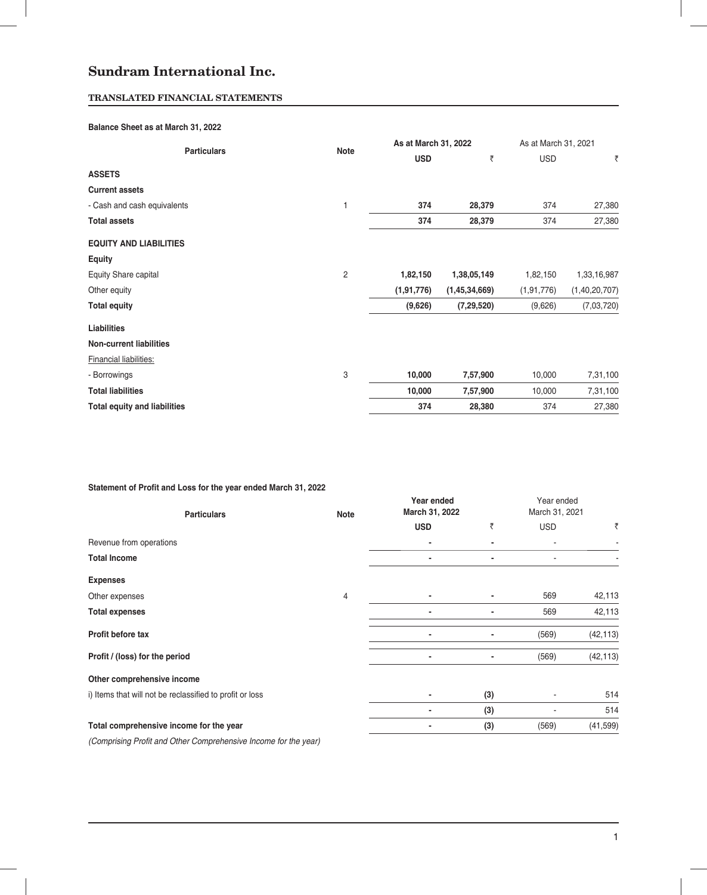# Sundram International Inc.

## TRANSLATED FINANCIAL STATEMENTS

### Balance Sheet as at March 31, 2022

| Particulars | Note | As at March 31, 2022 | | As at March 31, 2021 | |
|---|---|---|---|---|---|
| | | **USD** | **₹** | USD | ₹ |
| **ASSETS** | | | | | |
| **Current assets** | | | | | |
| - Cash and cash equivalents | 1 | **374** | **28,379** | 374 | 27,380 |
| **Total assets** | | **374** | **28,379** | 374 | 27,380 |
| **EQUITY AND LIABILITIES** | | | | | |
| **Equity** | | | | | |
| Equity Share capital | 2 | **1,82,150** | **1,38,05,149** | 1,82,150 | 1,33,16,987 |
| Other equity | | **(1,91,776)** | **(1,45,34,669)** | (1,91,776) | (1,40,20,707) |
| **Total equity** | | **(9,626)** | **(7,29,520)** | (9,626) | (7,03,720) |
| **Liabilities** | | | | | |
| **Non-current liabilities** | | | | | |
| Financial liabilities: | | | | | |
| - Borrowings | 3 | **10,000** | **7,57,900** | 10,000 | 7,31,100 |
| **Total liabilities** | | **10,000** | **7,57,900** | 10,000 | 7,31,100 |
| **Total equity and liabilities** | | **374** | **28,380** | 374 | 27,380 |

### Statement of Profit and Loss for the year ended March 31, 2022

| Particulars | Note | Year ended March 31, 2022 | | Year ended March 31, 2021 | |
|---|---|---|---|---|---|
| | | **USD** | **₹** | USD | ₹ |
| Revenue from operations | | **-** | **-** | - | - |
| **Total Income** | | **-** | **-** | - | - |
| **Expenses** | | | | | |
| Other expenses | 4 | **-** | **-** | 569 | 42,113 |
| **Total expenses** | | **-** | **-** | 569 | 42,113 |
| **Profit before tax** | | **-** | **-** | (569) | (42,113) |
| **Profit / (loss) for the period** | | **-** | **-** | (569) | (42,113) |
| **Other comprehensive income** | | | | | |
| i) Items that will not be reclassified to profit or loss | | **-** | **(3)** | - | 514 |
| | | **-** | **(3)** | - | 514 |
| **Total comprehensive income for the year** | | **-** | **(3)** | (569) | (41,599) |

*(Comprising Profit and Other Comprehensive Income for the year)*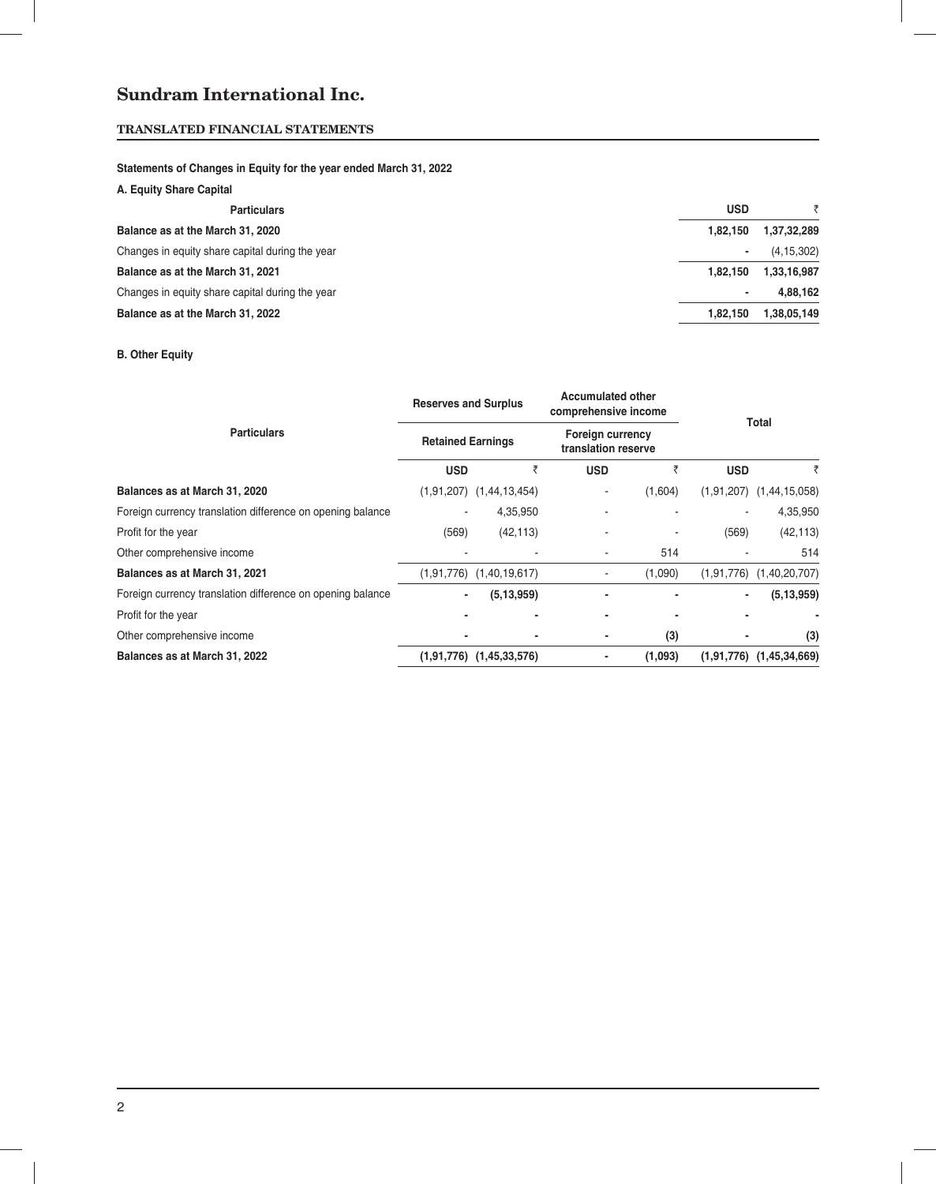# Sundram International Inc.

## TRANSLATED FINANCIAL STATEMENTS

**Statements of Changes in Equity for the year ended March 31, 2022**

**A. Equity Share Capital**

| Particulars | USD | ₹ |
|---|---|---|
| **Balance as at the March 31, 2020** | **1,82,150** | **1,37,32,289** |
| Changes in equity share capital during the year | - | (4,15,302) |
| **Balance as at the March 31, 2021** | **1,82,150** | **1,33,16,987** |
| Changes in equity share capital during the year | - | **4,88,162** |
| **Balance as at the March 31, 2022** | **1,82,150** | **1,38,05,149** |

**B. Other Equity**

| Particulars | Reserves and Surplus | | Accumulated other comprehensive income | | Total | |
|---|---|---|---|---|---|---|
| | Retained Earnings | | Foreign currency translation reserve | | | |
| | USD | ₹ | USD | ₹ | USD | ₹ |
| **Balances as at March 31, 2020** | (1,91,207) | (1,44,13,454) | - | (1,604) | (1,91,207) | (1,44,15,058) |
| Foreign currency translation difference on opening balance | - | 4,35,950 | - | - | - | 4,35,950 |
| Profit for the year | (569) | (42,113) | - | - | (569) | (42,113) |
| Other comprehensive income | - | - | - | 514 | - | 514 |
| **Balances as at March 31, 2021** | (1,91,776) | (1,40,19,617) | - | (1,090) | (1,91,776) | (1,40,20,707) |
| Foreign currency translation difference on opening balance | - | **(5,13,959)** | - | - | - | **(5,13,959)** |
| Profit for the year | - | - | - | - | - | - |
| Other comprehensive income | - | - | - | **(3)** | - | **(3)** |
| **Balances as at March 31, 2022** | **(1,91,776)** | **(1,45,33,576)** | - | **(1,093)** | **(1,91,776)** | **(1,45,34,669)** |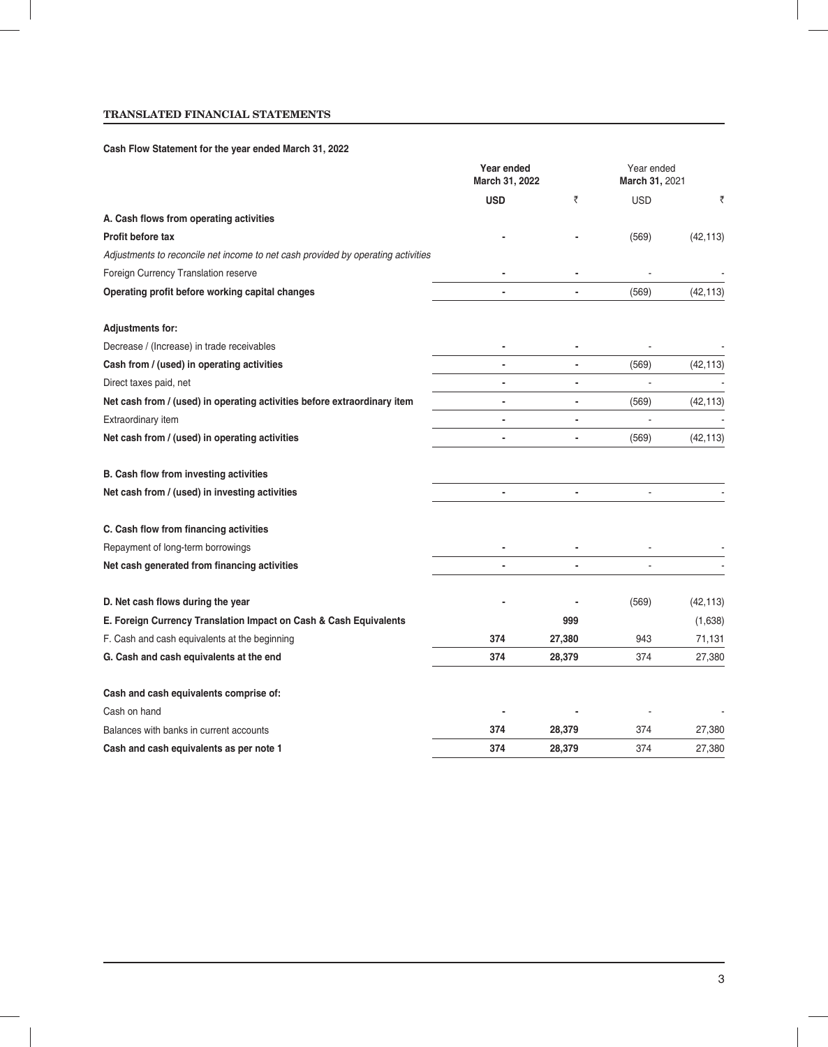## TRANSLATED FINANCIAL STATEMENTS

**Cash Flow Statement for the year ended March 31, 2022**

| | Year ended March 31, 2022 | | Year ended March 31, 2021 | |
|---|---|---|---|---|
| | **USD** | ₹ | USD | ₹ |
| **A. Cash flows from operating activities** | | | | |
| **Profit before tax** | - | - | (569) | (42,113) |
| *Adjustments to reconcile net income to net cash provided by operating activities* | | | | |
| Foreign Currency Translation reserve | - | - | - | - |
| **Operating profit before working capital changes** | - | - | (569) | (42,113) |
| **Adjustments for:** | | | | |
| Decrease / (Increase) in trade receivables | - | - | - | - |
| **Cash from / (used) in operating activities** | - | - | (569) | (42,113) |
| Direct taxes paid, net | - | - | - | - |
| **Net cash from / (used) in operating activities before extraordinary item** | - | - | (569) | (42,113) |
| Extraordinary item | - | - | - | - |
| **Net cash from / (used) in operating activities** | - | - | (569) | (42,113) |
| **B. Cash flow from investing activities** | | | | |
| **Net cash from / (used) in investing activities** | - | - | - | - |
| **C. Cash flow from financing activities** | | | | |
| Repayment of long-term borrowings | - | - | - | - |
| **Net cash generated from financing activities** | - | - | - | - |
| **D. Net cash flows during the year** | - | - | (569) | (42,113) |
| **E. Foreign Currency Translation Impact on Cash & Cash Equivalents** | | 999 | | (1,638) |
| F. Cash and cash equivalents at the beginning | 374 | 27,380 | 943 | 71,131 |
| **G. Cash and cash equivalents at the end** | 374 | 28,379 | 374 | 27,380 |
| **Cash and cash equivalents comprise of:** | | | | |
| Cash on hand | - | - | - | - |
| Balances with banks in current accounts | 374 | 28,379 | 374 | 27,380 |
| **Cash and cash equivalents as per note 1** | 374 | 28,379 | 374 | 27,380 |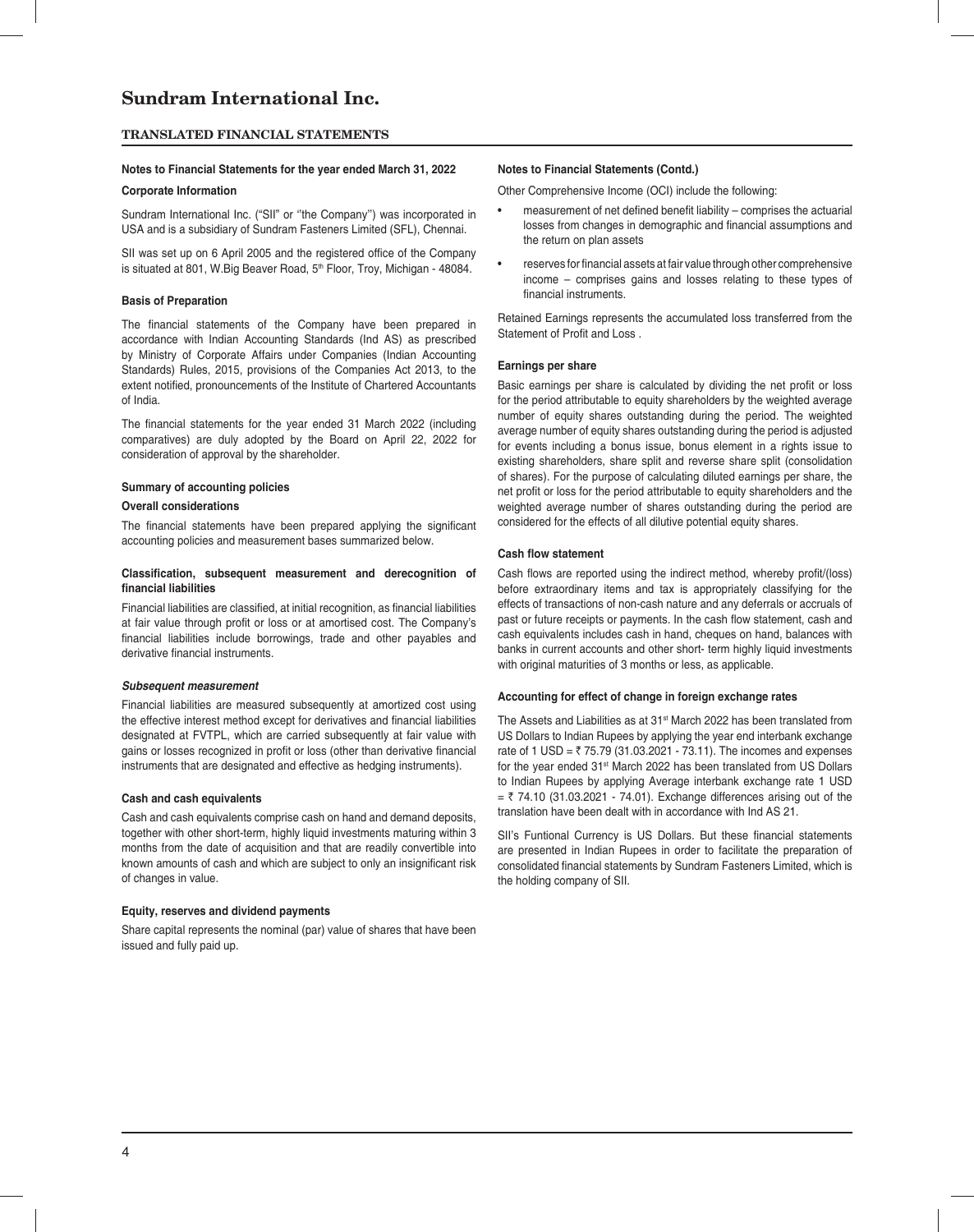# Sundram International Inc.

## TRANSLATED FINANCIAL STATEMENTS

### Notes to Financial Statements for the year ended March 31, 2022

**Corporate Information**

Sundram International Inc. ("SII" or "the Company") was incorporated in USA and is a subsidiary of Sundram Fasteners Limited (SFL), Chennai.

SII was set up on 6 April 2005 and the registered office of the Company is situated at 801, W.Big Beaver Road, 5th Floor, Troy, Michigan - 48084.

**Basis of Preparation**

The financial statements of the Company have been prepared in accordance with Indian Accounting Standards (Ind AS) as prescribed by Ministry of Corporate Affairs under Companies (Indian Accounting Standards) Rules, 2015, provisions of the Companies Act 2013, to the extent notified, pronouncements of the Institute of Chartered Accountants of India.

The financial statements for the year ended 31 March 2022 (including comparatives) are duly adopted by the Board on April 22, 2022 for consideration of approval by the shareholder.

**Summary of accounting policies**

**Overall considerations**

The financial statements have been prepared applying the significant accounting policies and measurement bases summarized below.

**Classification, subsequent measurement and derecognition of financial liabilities**

Financial liabilities are classified, at initial recognition, as financial liabilities at fair value through profit or loss or at amortised cost. The Company's financial liabilities include borrowings, trade and other payables and derivative financial instruments.

***Subsequent measurement***

Financial liabilities are measured subsequently at amortized cost using the effective interest method except for derivatives and financial liabilities designated at FVTPL, which are carried subsequently at fair value with gains or losses recognized in profit or loss (other than derivative financial instruments that are designated and effective as hedging instruments).

**Cash and cash equivalents**

Cash and cash equivalents comprise cash on hand and demand deposits, together with other short-term, highly liquid investments maturing within 3 months from the date of acquisition and that are readily convertible into known amounts of cash and which are subject to only an insignificant risk of changes in value.

**Equity, reserves and dividend payments**

Share capital represents the nominal (par) value of shares that have been issued and fully paid up.

### Notes to Financial Statements (Contd.)

Other Comprehensive Income (OCI) include the following:

- measurement of net defined benefit liability – comprises the actuarial losses from changes in demographic and financial assumptions and the return on plan assets
- reserves for financial assets at fair value through other comprehensive income – comprises gains and losses relating to these types of financial instruments.

Retained Earnings represents the accumulated loss transferred from the Statement of Profit and Loss .

**Earnings per share**

Basic earnings per share is calculated by dividing the net profit or loss for the period attributable to equity shareholders by the weighted average number of equity shares outstanding during the period. The weighted average number of equity shares outstanding during the period is adjusted for events including a bonus issue, bonus element in a rights issue to existing shareholders, share split and reverse share split (consolidation of shares). For the purpose of calculating diluted earnings per share, the net profit or loss for the period attributable to equity shareholders and the weighted average number of shares outstanding during the period are considered for the effects of all dilutive potential equity shares.

**Cash flow statement**

Cash flows are reported using the indirect method, whereby profit/(loss) before extraordinary items and tax is appropriately classifying for the effects of transactions of non-cash nature and any deferrals or accruals of past or future receipts or payments. In the cash flow statement, cash and cash equivalents includes cash in hand, cheques on hand, balances with banks in current accounts and other short- term highly liquid investments with original maturities of 3 months or less, as applicable.

**Accounting for effect of change in foreign exchange rates**

The Assets and Liabilities as at 31st March 2022 has been translated from US Dollars to Indian Rupees by applying the year end interbank exchange rate of 1 USD = ₹ 75.79 (31.03.2021 - 73.11). The incomes and expenses for the year ended 31st March 2022 has been translated from US Dollars to Indian Rupees by applying Average interbank exchange rate 1 USD = ₹ 74.10 (31.03.2021 - 74.01). Exchange differences arising out of the translation have been dealt with in accordance with Ind AS 21.

SII's Funtional Currency is US Dollars. But these financial statements are presented in Indian Rupees in order to facilitate the preparation of consolidated financial statements by Sundram Fasteners Limited, which is the holding company of SII.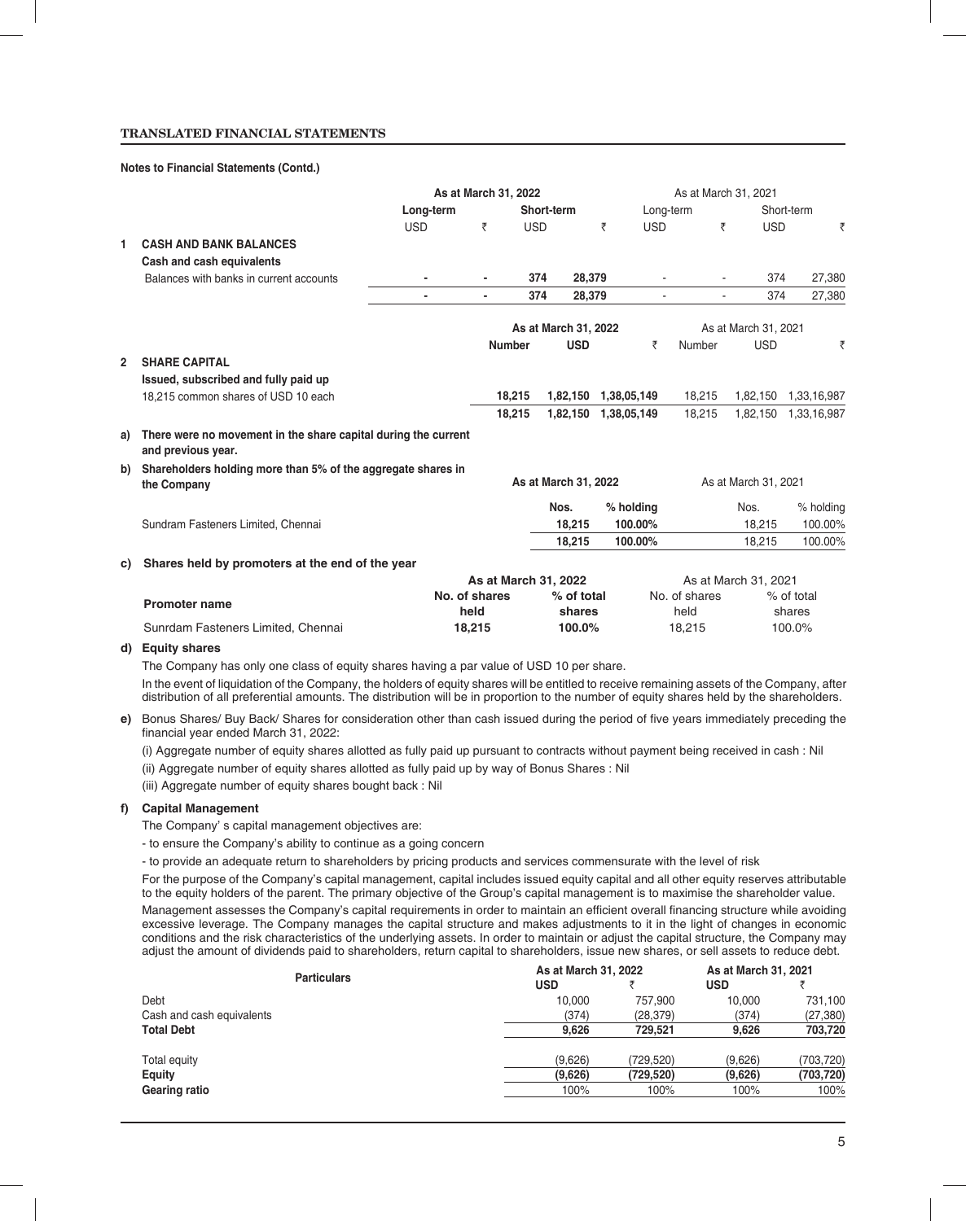## TRANSLATED FINANCIAL STATEMENTS

**Notes to Financial Statements (Contd.)**

| | | As at March 31, 2022 | | | | As at March 31, 2021 | | | |
|---|---|---|---|---|---|---|---|---|---|
| | | **Long-term** | | **Short-term** | | Long-term | | Short-term | |
| | | USD | ₹ | USD | ₹ | USD | ₹ | USD | ₹ |
| **1** | **CASH AND BANK BALANCES** | | | | | | | | |
| | **Cash and cash equivalents** | | | | | | | | |
| | Balances with banks in current accounts | - | - | 374 | 28,379 | - | - | 374 | 27,380 |
| | | - | - | 374 | 28,379 | - | - | 374 | 27,380 |

| | | As at March 31, 2022 | | | As at March 31, 2021 | | |
|---|---|---|---|---|---|---|---|
| | | **Number** | **USD** | ₹ | Number | USD | ₹ |
| **2** | **SHARE CAPITAL** | | | | | | |
| | **Issued, subscribed and fully paid up** | | | | | | |
| | 18,215 common shares of USD 10 each | 18,215 | 1,82,150 | 1,38,05,149 | 18,215 | 1,82,150 | 1,33,16,987 |
| | | 18,215 | 1,82,150 | 1,38,05,149 | 18,215 | 1,82,150 | 1,33,16,987 |

**a) There were no movement in the share capital during the current and previous year.**

**b) Shareholders holding more than 5% of the aggregate shares in the Company**

| | As at March 31, 2022 | | As at March 31, 2021 | |
|---|---|---|---|---|
| | **Nos.** | **% holding** | Nos. | % holding |
| Sundram Fasteners Limited, Chennai | 18,215 | 100.00% | 18,215 | 100.00% |
| | 18,215 | 100.00% | 18,215 | 100.00% |

**c) Shares held by promoters at the end of the year**

| Promoter name | As at March 31, 2022 | | As at March 31, 2021 | |
|---|---|---|---|---|
| | **No. of shares held** | **% of total shares** | No. of shares held | % of total shares |
| Sunrdam Fasteners Limited, Chennai | 18,215 | 100.0% | 18,215 | 100.0% |

**d) Equity shares**

The Company has only one class of equity shares having a par value of USD 10 per share.

In the event of liquidation of the Company, the holders of equity shares will be entitled to receive remaining assets of the Company, after distribution of all preferential amounts. The distribution will be in proportion to the number of equity shares held by the shareholders.

**e)** Bonus Shares/ Buy Back/ Shares for consideration other than cash issued during the period of five years immediately preceding the financial year ended March 31, 2022:

(i) Aggregate number of equity shares allotted as fully paid up pursuant to contracts without payment being received in cash : Nil

(ii) Aggregate number of equity shares allotted as fully paid up by way of Bonus Shares : Nil

(iii) Aggregate number of equity shares bought back : Nil

**f) Capital Management**

The Company' s capital management objectives are:

- to ensure the Company's ability to continue as a going concern
- to provide an adequate return to shareholders by pricing products and services commensurate with the level of risk

For the purpose of the Company's capital management, capital includes issued equity capital and all other equity reserves attributable to the equity holders of the parent. The primary objective of the Group's capital management is to maximise the shareholder value.

Management assesses the Company's capital requirements in order to maintain an efficient overall financing structure while avoiding excessive leverage. The Company manages the capital structure and makes adjustments to it in the light of changes in economic conditions and the risk characteristics of the underlying assets. In order to maintain or adjust the capital structure, the Company may adjust the amount of dividends paid to shareholders, return capital to shareholders, issue new shares, or sell assets to reduce debt.

| **Particulars** | **As at March 31, 2022** | | **As at March 31, 2021** | |
|---|---|---|---|---|
| | **USD** | ₹ | **USD** | ₹ |
| Debt | 10,000 | 757,900 | 10,000 | 731,100 |
| Cash and cash equivalents | (374) | (28,379) | (374) | (27,380) |
| **Total Debt** | **9,626** | **729,521** | **9,626** | **703,720** |
| Total equity | (9,626) | (729,520) | (9,626) | (703,720) |
| **Equity** | **(9,626)** | **(729,520)** | **(9,626)** | **(703,720)** |
| **Gearing ratio** | 100% | 100% | 100% | 100% |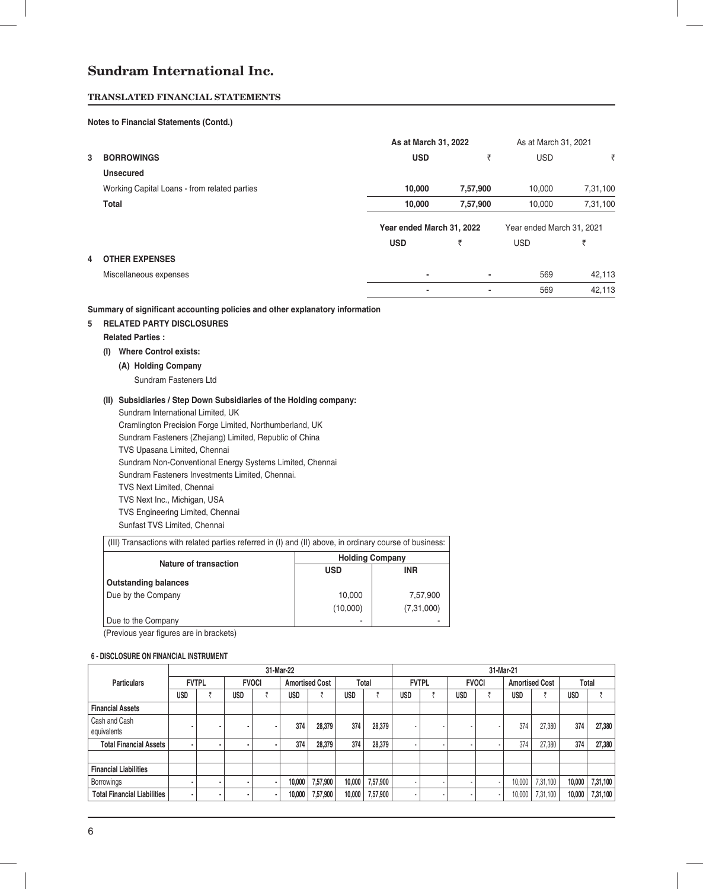# Sundram International Inc.

## TRANSLATED FINANCIAL STATEMENTS

**Notes to Financial Statements (Contd.)**

| | | As at March 31, 2022 | | As at March 31, 2021 | |
|---|---|---|---|---|---|
| **3** | **BORROWINGS** | **USD** | **₹** | USD | ₹ |
| | **Unsecured** | | | | |
| | Working Capital Loans - from related parties | **10,000** | **7,57,900** | 10,000 | 7,31,100 |
| | **Total** | **10,000** | **7,57,900** | 10,000 | 7,31,100 |

| | | Year ended March 31, 2022 | | Year ended March 31, 2021 | |
|---|---|---|---|---|---|
| | | **USD** | **₹** | USD | ₹ |
| **4** | **OTHER EXPENSES** | | | | |
| | Miscellaneous expenses | **-** | **-** | 569 | 42,113 |
| | | **-** | **-** | 569 | 42,113 |

**Summary of significant accounting policies and other explanatory information**

**5 RELATED PARTY DISCLOSURES**

**Related Parties :**

**(I) Where Control exists:**

**(A) Holding Company**

Sundram Fasteners Ltd

**(II) Subsidiaries / Step Down Subsidiaries of the Holding company:**

Sundram International Limited, UK
Cramlington Precision Forge Limited, Northumberland, UK
Sundram Fasteners (Zhejiang) Limited, Republic of China
TVS Upasana Limited, Chennai
Sundram Non-Conventional Energy Systems Limited, Chennai
Sundram Fasteners Investments Limited, Chennai.
TVS Next Limited, Chennai
TVS Next Inc., Michigan, USA
TVS Engineering Limited, Chennai
Sunfast TVS Limited, Chennai

(III) Transactions with related parties referred in (I) and (II) above, in ordinary course of business:

| Nature of transaction | Holding Company | |
|---|---|---|
| | **USD** | **INR** |
| **Outstanding balances** | | |
| Due by the Company | 10,000 | 7,57,900 |
| | (10,000) | (7,31,000) |
| Due to the Company | - | - |

(Previous year figures are in brackets)

**6 - DISCLOSURE ON FINANCIAL INSTRUMENT**

| Particulars | 31-Mar-22 | | | | | | | | 31-Mar-21 | | | | | | | |
|---|---|---|---|---|---|---|---|---|---|---|---|---|---|---|---|---|
| | FVTPL | | FVOCI | | Amortised Cost | | Total | | FVTPL | | FVOCI | | Amortised Cost | | Total | |
| | USD | ₹ | USD | ₹ | USD | ₹ | USD | ₹ | USD | ₹ | USD | ₹ | USD | ₹ | USD | ₹ |
| **Financial Assets** | | | | | | | | | | | | | | | | |
| Cash and Cash equivalents | - | - | - | - | 374 | 28,379 | 374 | 28,379 | - | - | - | - | 374 | 27,380 | 374 | 27,380 |
| **Total Financial Assets** | - | - | - | - | 374 | 28,379 | 374 | 28,379 | - | - | - | - | 374 | 27,380 | 374 | 27,380 |
| | | | | | | | | | | | | | | | | |
| **Financial Liabilities** | | | | | | | | | | | | | | | | |
| Borrowings | - | - | - | - | 10,000 | 7,57,900 | 10,000 | 7,57,900 | - | - | - | - | 10,000 | 7,31,100 | 10,000 | 7,31,100 |
| **Total Financial Liabilities** | - | - | - | - | 10,000 | 7,57,900 | 10,000 | 7,57,900 | - | - | - | - | 10,000 | 7,31,100 | 10,000 | 7,31,100 |